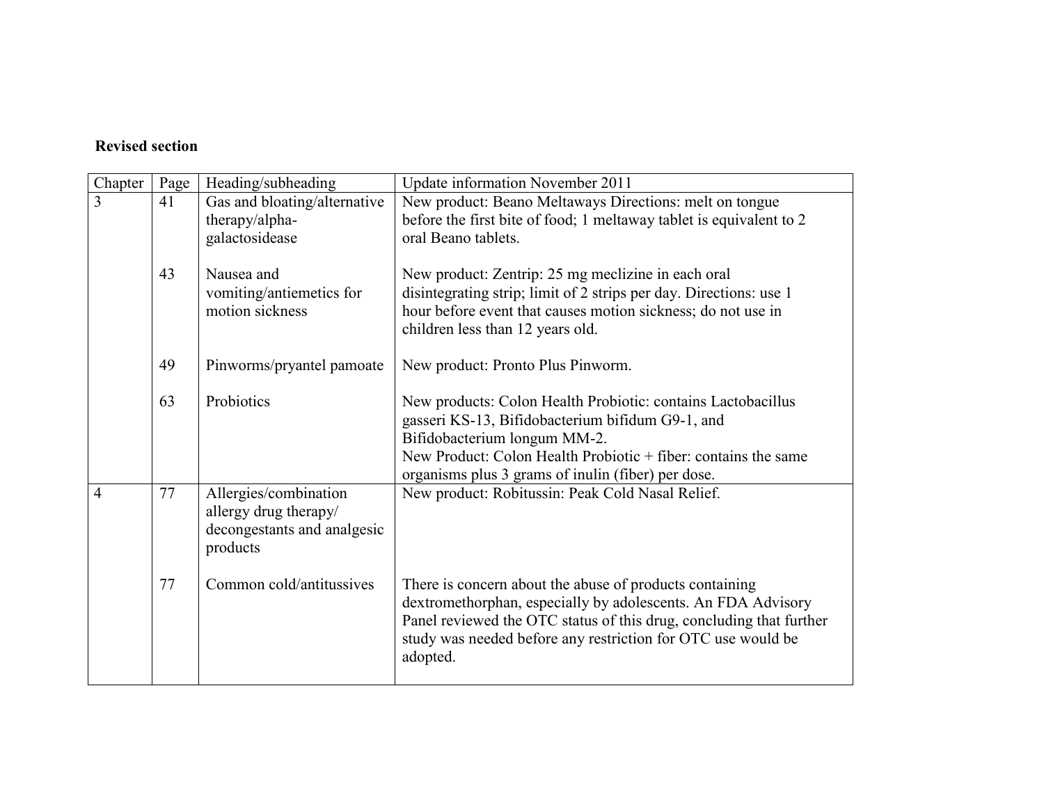**Revised section**

| Chapter | Page | Heading/subheading | Update information November 2011 |
| --- | --- | --- | --- |
| 3 | 41 | Gas and bloating/alternative therapy/alpha-galactosidease | New product: Beano Meltaways Directions: melt on tongue before the first bite of food; 1 meltaway tablet is equivalent to 2 oral Beano tablets. |
| | 43 | Nausea and vomiting/antiemetics for motion sickness | New product: Zentrip: 25 mg meclizine in each oral disintegrating strip; limit of 2 strips per day. Directions: use 1 hour before event that causes motion sickness; do not use in children less than 12 years old. |
| | 49 | Pinworms/pryantel pamoate | New product: Pronto Plus Pinworm. |
| | 63 | Probiotics | New products: Colon Health Probiotic: contains Lactobacillus gasseri KS-13, Bifidobacterium bifidum G9-1, and Bifidobacterium longum MM-2. New Product: Colon Health Probiotic + fiber: contains the same organisms plus 3 grams of inulin (fiber) per dose. |
| 4 | 77 | Allergies/combination allergy drug therapy/ decongestants and analgesic products | New product: Robitussin: Peak Cold Nasal Relief. |
| | 77 | Common cold/antitussives | There is concern about the abuse of products containing dextromethorphan, especially by adolescents. An FDA Advisory Panel reviewed the OTC status of this drug, concluding that further study was needed before any restriction for OTC use would be adopted. |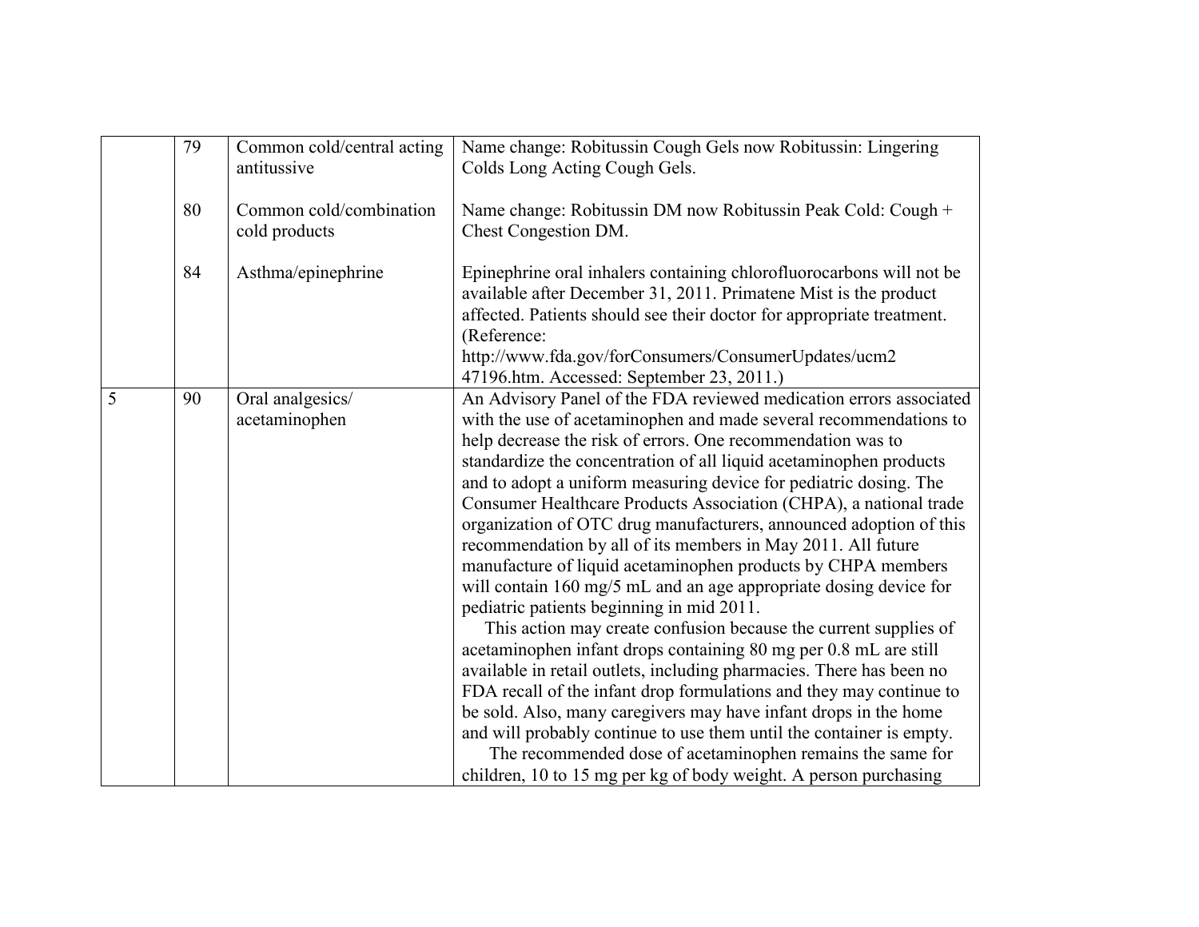| | | | |
|---|---|---|---|
| | 79 | Common cold/central acting antitussive | Name change: Robitussin Cough Gels now Robitussin: Lingering Colds Long Acting Cough Gels. |
| | 80 | Common cold/combination cold products | Name change: Robitussin DM now Robitussin Peak Cold: Cough + Chest Congestion DM. |
| | 84 | Asthma/epinephrine | Epinephrine oral inhalers containing chlorofluorocarbons will not be available after December 31, 2011. Primatene Mist is the product affected. Patients should see their doctor for appropriate treatment. (Reference: http://www.fda.gov/forConsumers/ConsumerUpdates/ucm247196.htm. Accessed: September 23, 2011.) |
| 5 | 90 | Oral analgesics/ acetaminophen | An Advisory Panel of the FDA reviewed medication errors associated with the use of acetaminophen and made several recommendations to help decrease the risk of errors. One recommendation was to standardize the concentration of all liquid acetaminophen products and to adopt a uniform measuring device for pediatric dosing. The Consumer Healthcare Products Association (CHPA), a national trade organization of OTC drug manufacturers, announced adoption of this recommendation by all of its members in May 2011. All future manufacture of liquid acetaminophen products by CHPA members will contain 160 mg/5 mL and an age appropriate dosing device for pediatric patients beginning in mid 2011. <br> This action may create confusion because the current supplies of acetaminophen infant drops containing 80 mg per 0.8 mL are still available in retail outlets, including pharmacies. There has been no FDA recall of the infant drop formulations and they may continue to be sold. Also, many caregivers may have infant drops in the home and will probably continue to use them until the container is empty. <br> The recommended dose of acetaminophen remains the same for children, 10 to 15 mg per kg of body weight. A person purchasing |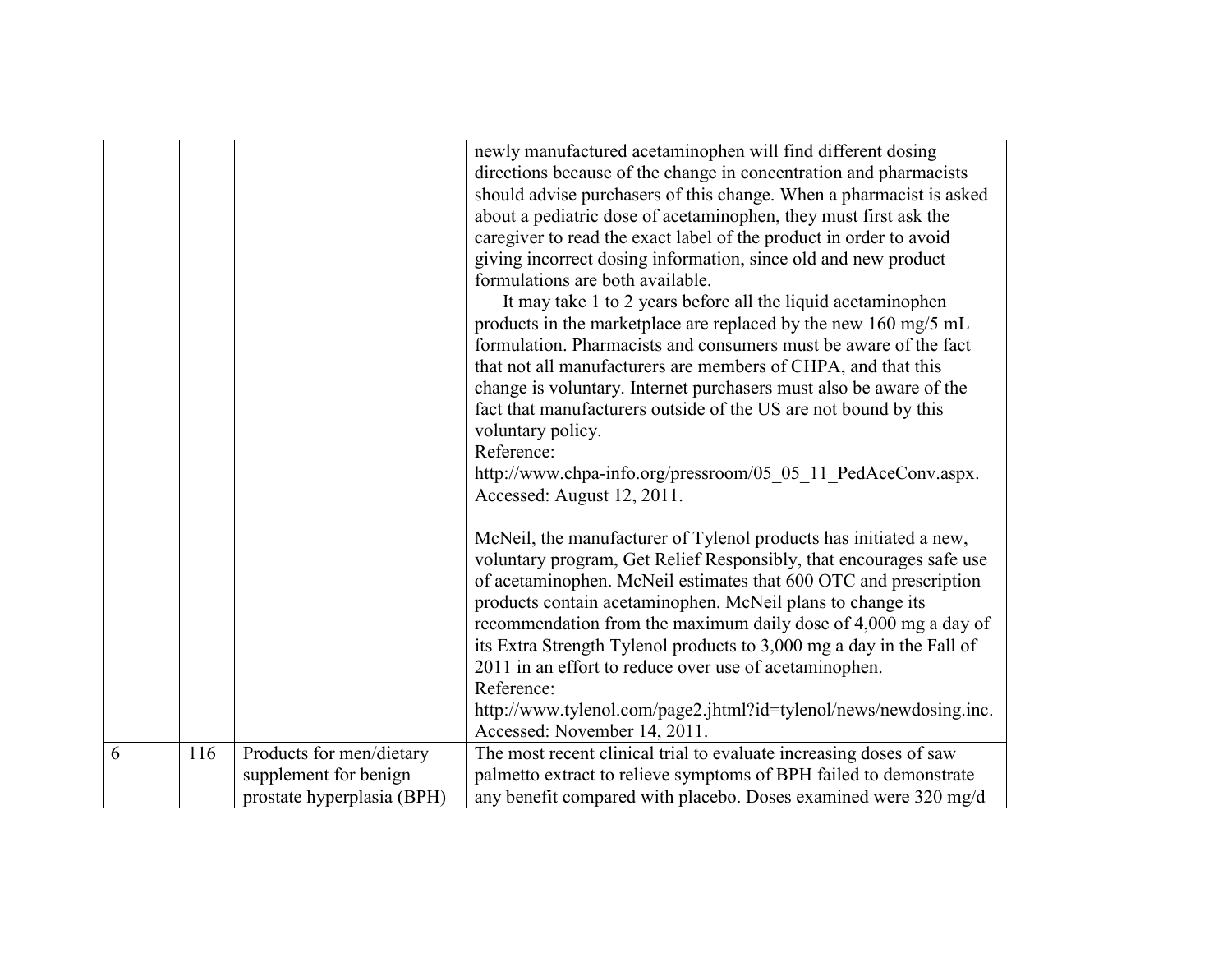| | | | |
|---|---|---|---|
| | | | newly manufactured acetaminophen will find different dosing directions because of the change in concentration and pharmacists should advise purchasers of this change. When a pharmacist is asked about a pediatric dose of acetaminophen, they must first ask the caregiver to read the exact label of the product in order to avoid giving incorrect dosing information, since old and new product formulations are both available.<br>It may take 1 to 2 years before all the liquid acetaminophen products in the marketplace are replaced by the new 160 mg/5 mL formulation. Pharmacists and consumers must be aware of the fact that not all manufacturers are members of CHPA, and that this change is voluntary. Internet purchasers must also be aware of the fact that manufacturers outside of the US are not bound by this voluntary policy.<br>Reference:<br>http://www.chpa-info.org/pressroom/05_05_11_PedAceConv.aspx. Accessed: August 12, 2011.<br><br>McNeil, the manufacturer of Tylenol products has initiated a new, voluntary program, Get Relief Responsibly, that encourages safe use of acetaminophen. McNeil estimates that 600 OTC and prescription products contain acetaminophen. McNeil plans to change its recommendation from the maximum daily dose of 4,000 mg a day of its Extra Strength Tylenol products to 3,000 mg a day in the Fall of 2011 in an effort to reduce over use of acetaminophen.<br>Reference:<br>http://www.tylenol.com/page2.jhtml?id=tylenol/news/newdosing.inc. Accessed: November 14, 2011. |
| 6 | 116 | Products for men/dietary supplement for benign prostate hyperplasia (BPH) | The most recent clinical trial to evaluate increasing doses of saw palmetto extract to relieve symptoms of BPH failed to demonstrate any benefit compared with placebo. Doses examined were 320 mg/d |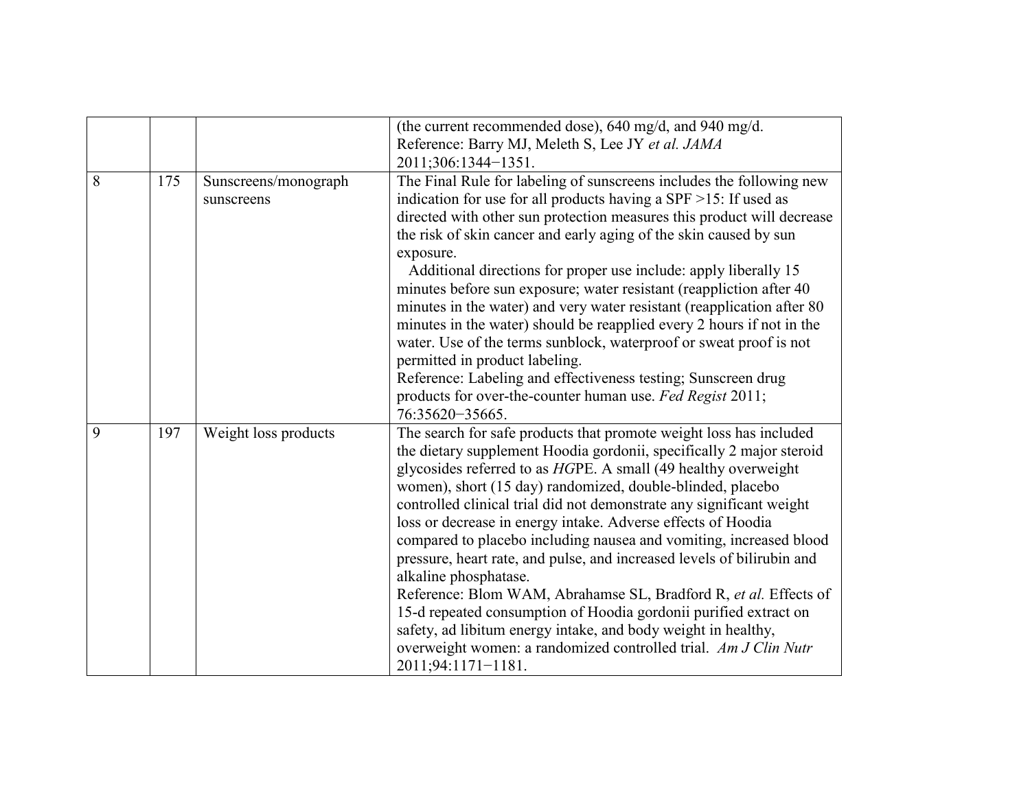| | | | |
|---|---|---|---|
| | | | (the current recommended dose), 640 mg/d, and 940 mg/d.<br>Reference: Barry MJ, Meleth S, Lee JY *et al. JAMA* 2011;306:1344−1351. |
| 8 | 175 | Sunscreens/monograph sunscreens | The Final Rule for labeling of sunscreens includes the following new indication for use for all products having a SPF >15: If used as directed with other sun protection measures this product will decrease the risk of skin cancer and early aging of the skin caused by sun exposure.<br>Additional directions for proper use include: apply liberally 15 minutes before sun exposure; water resistant (reapplication after 40 minutes in the water) and very water resistant (reapplication after 80 minutes in the water) should be reapplied every 2 hours if not in the water. Use of the terms sunblock, waterproof or sweat proof is not permitted in product labeling.<br>Reference: Labeling and effectiveness testing; Sunscreen drug products for over-the-counter human use. *Fed Regist* 2011; 76:35620−35665. |
| 9 | 197 | Weight loss products | The search for safe products that promote weight loss has included the dietary supplement Hoodia gordonii, specifically 2 major steroid glycosides referred to as *HG*PE. A small (49 healthy overweight women), short (15 day) randomized, double-blinded, placebo controlled clinical trial did not demonstrate any significant weight loss or decrease in energy intake. Adverse effects of Hoodia compared to placebo including nausea and vomiting, increased blood pressure, heart rate, and pulse, and increased levels of bilirubin and alkaline phosphatase.<br>Reference: Blom WAM, Abrahamse SL, Bradford R, *et al.* Effects of 15-d repeated consumption of Hoodia gordonii purified extract on safety, ad libitum energy intake, and body weight in healthy, overweight women: a randomized controlled trial. *Am J Clin Nutr* 2011;94:1171−1181. |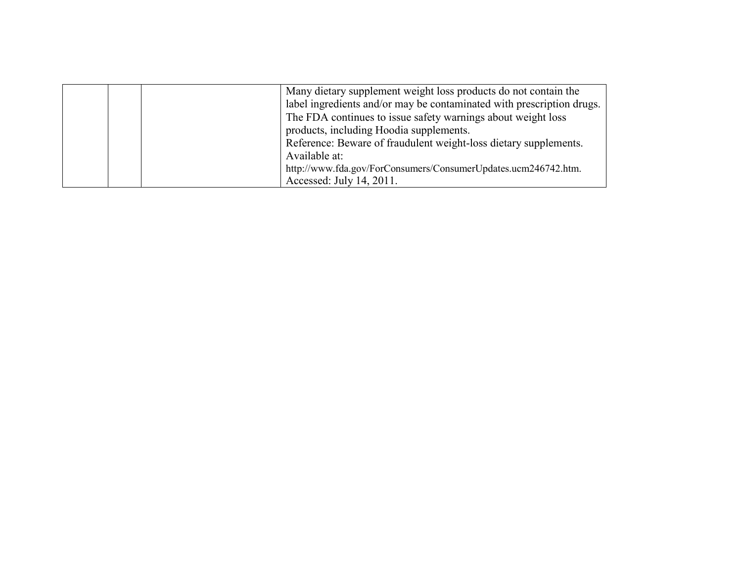| | | | |
|---|---|---|---|
| | | | Many dietary supplement weight loss products do not contain the label ingredients and/or may be contaminated with prescription drugs. The FDA continues to issue safety warnings about weight loss products, including Hoodia supplements.<br>Reference: Beware of fraudulent weight-loss dietary supplements. Available at: http://www.fda.gov/ForConsumers/ConsumerUpdates.ucm246742.htm. Accessed: July 14, 2011. |